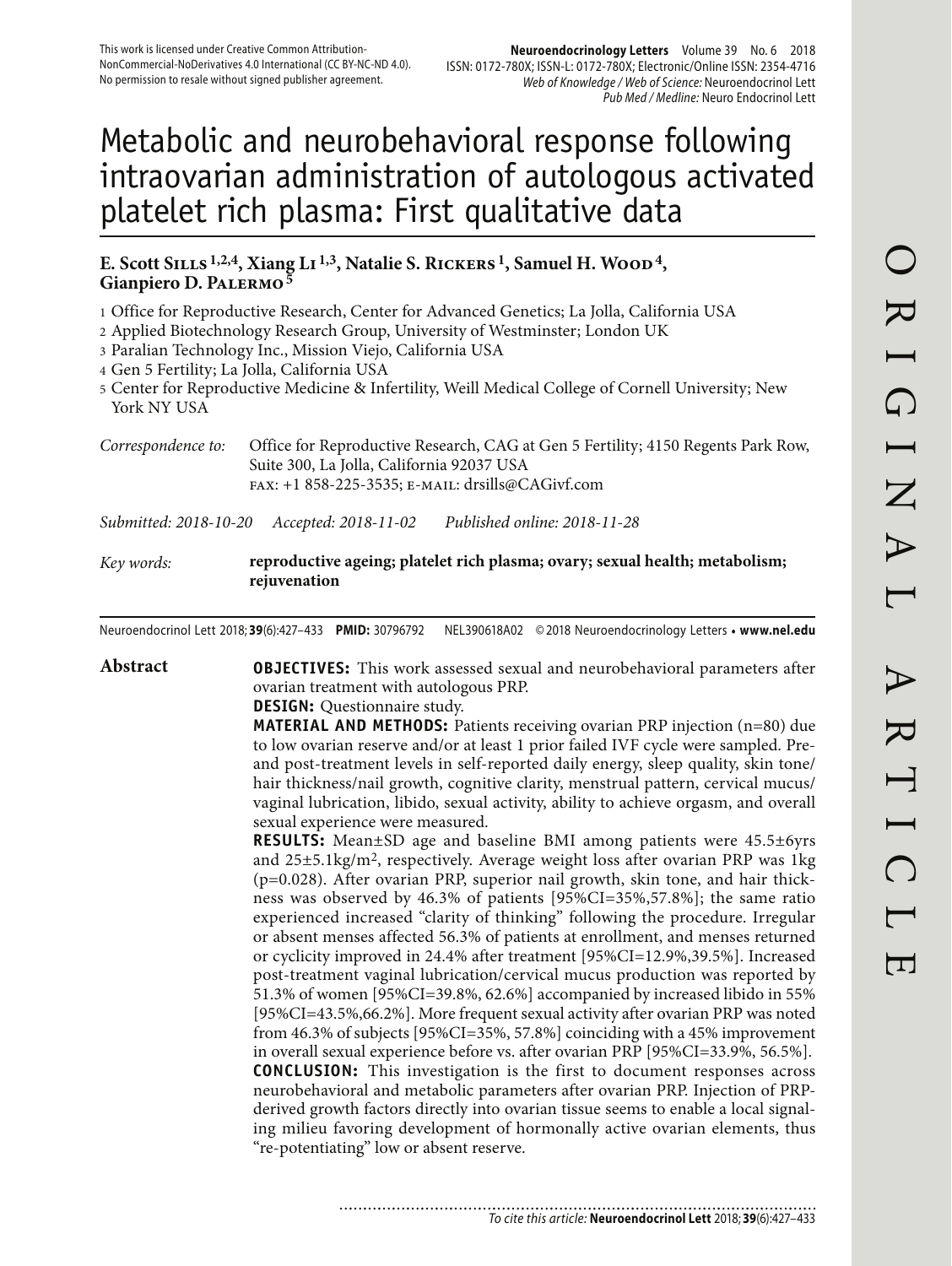This work is licensed under Creative Common Attribution-NonCommercial-NoDerivatives 4.0 International (CC BY-NC-ND 4.0). No permission to resale without signed publisher agreement.

**Neuroendocrinology Letters** Volume 39 No. 6 2018
ISSN: 0172-780X; ISSN-L: 0172-780X; Electronic/Online ISSN: 2354-4716
*Web of Knowledge / Web of Science:* Neuroendocrinol Lett
*Pub Med / Medline:* Neuro Endocrinol Lett

# Metabolic and neurobehavioral response following intraovarian administration of autologous activated platelet rich plasma: First qualitative data

**E. Scott Sills [1,2,4], Xiang Li [1,3], Natalie S. Rickers [1], Samuel H. Wood [4], Gianpiero D. Palermo [5]**

1 Office for Reproductive Research, Center for Advanced Genetics; La Jolla, California USA
2 Applied Biotechnology Research Group, University of Westminster; London UK
3 Paralian Technology Inc., Mission Viejo, California USA
4 Gen 5 Fertility; La Jolla, California USA
5 Center for Reproductive Medicine & Infertility, Weill Medical College of Cornell University; New York NY USA

*Correspondence to:* Office for Reproductive Research, CAG at Gen 5 Fertility; 4150 Regents Park Row, Suite 300, La Jolla, California 92037 USA
FAX: +1 858-225-3535; E-MAIL: drsills@CAGivf.com

*Submitted: 2018-10-20* *Accepted: 2018-11-02* *Published online: 2018-11-28*

*Key words:* **reproductive ageing; platelet rich plasma; ovary; sexual health; metabolism; rejuvenation**

Neuroendocrinol Lett 2018; **39**(6):427–433 **PMID:** 30796792 NEL390618A02 © 2018 Neuroendocrinology Letters • **www.nel.edu**

## Abstract

**OBJECTIVES:** This work assessed sexual and neurobehavioral parameters after ovarian treatment with autologous PRP.

**DESIGN:** Questionnaire study.

**MATERIAL AND METHODS:** Patients receiving ovarian PRP injection (n=80) due to low ovarian reserve and/or at least 1 prior failed IVF cycle were sampled. Pre- and post-treatment levels in self-reported daily energy, sleep quality, skin tone/hair thickness/nail growth, cognitive clarity, menstrual pattern, cervical mucus/vaginal lubrication, libido, sexual activity, ability to achieve orgasm, and overall sexual experience were measured.

**RESULTS:** Mean±SD age and baseline BMI among patients were 45.5±6yrs and 25±5.1kg/m$^2$, respectively. Average weight loss after ovarian PRP was 1kg (p=0.028). After ovarian PRP, superior nail growth, skin tone, and hair thickness was observed by 46.3% of patients [95%CI=35%,57.8%]; the same ratio experienced increased "clarity of thinking" following the procedure. Irregular or absent menses affected 56.3% of patients at enrollment, and menses returned or cyclicity improved in 24.4% after treatment [95%CI=12.9%,39.5%]. Increased post-treatment vaginal lubrication/cervical mucus production was reported by 51.3% of women [95%CI=39.8%, 62.6%] accompanied by increased libido in 55% [95%CI=43.5%,66.2%]. More frequent sexual activity after ovarian PRP was noted from 46.3% of subjects [95%CI=35%, 57.8%] coinciding with a 45% improvement in overall sexual experience before vs. after ovarian PRP [95%CI=33.9%, 56.5%].

**CONCLUSION:** This investigation is the first to document responses across neurobehavioral and metabolic parameters after ovarian PRP. Injection of PRP-derived growth factors directly into ovarian tissue seems to enable a local signaling milieu favoring development of hormonally active ovarian elements, thus "re-potentiating" low or absent reserve.

*To cite this article:* **Neuroendocrinol Lett** 2018; **39**(6):427–433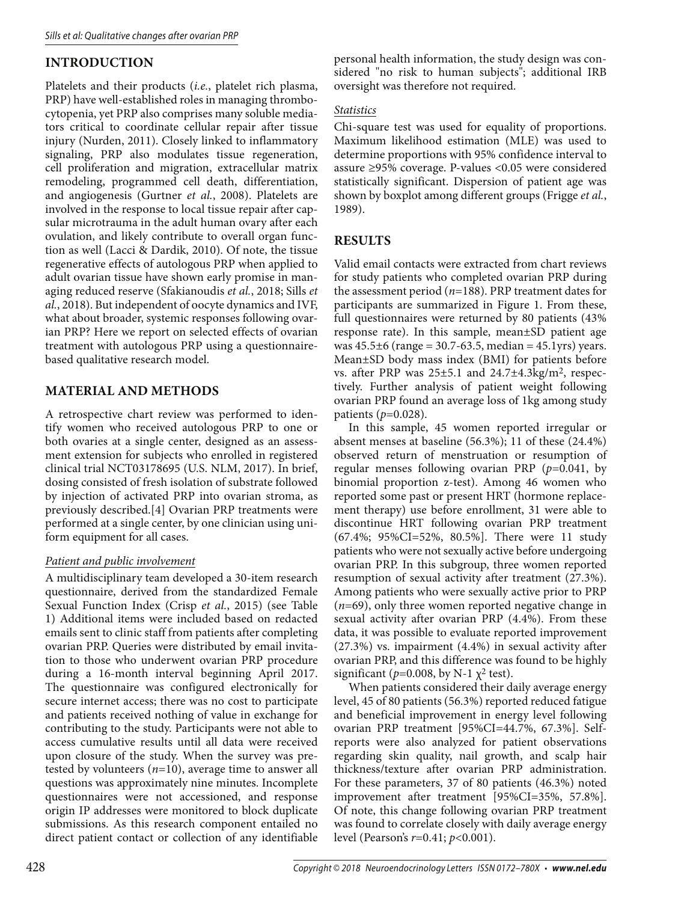## INTRODUCTION

Platelets and their products (*i.e.*, platelet rich plasma, PRP) have well-established roles in managing thrombocytopenia, yet PRP also comprises many soluble mediators critical to coordinate cellular repair after tissue injury (Nurden, 2011). Closely linked to inflammatory signaling, PRP also modulates tissue regeneration, cell proliferation and migration, extracellular matrix remodeling, programmed cell death, differentiation, and angiogenesis (Gurtner *et al.*, 2008). Platelets are involved in the response to local tissue repair after capsular microtrauma in the adult human ovary after each ovulation, and likely contribute to overall organ function as well (Lacci & Dardik, 2010). Of note, the tissue regenerative effects of autologous PRP when applied to adult ovarian tissue have shown early promise in managing reduced reserve (Sfakianoudis *et al.*, 2018; Sills *et al.*, 2018). But independent of oocyte dynamics and IVF, what about broader, systemic responses following ovarian PRP? Here we report on selected effects of ovarian treatment with autologous PRP using a questionnaire-based qualitative research model.

## MATERIAL AND METHODS

A retrospective chart review was performed to identify women who received autologous PRP to one or both ovaries at a single center, designed as an assessment extension for subjects who enrolled in registered clinical trial NCT03178695 (U.S. NLM, 2017). In brief, dosing consisted of fresh isolation of substrate followed by injection of activated PRP into ovarian stroma, as previously described.[4] Ovarian PRP treatments were performed at a single center, by one clinician using uniform equipment for all cases.

### *Patient and public involvement*

A multidisciplinary team developed a 30-item research questionnaire, derived from the standardized Female Sexual Function Index (Crisp *et al.*, 2015) (see Table 1) Additional items were included based on redacted emails sent to clinic staff from patients after completing ovarian PRP. Queries were distributed by email invitation to those who underwent ovarian PRP procedure during a 16-month interval beginning April 2017. The questionnaire was configured electronically for secure internet access; there was no cost to participate and patients received nothing of value in exchange for contributing to the study. Participants were not able to access cumulative results until all data were received upon closure of the study. When the survey was pretested by volunteers ($n$=10), average time to answer all questions was approximately nine minutes. Incomplete questionnaires were not accessioned, and response origin IP addresses were monitored to block duplicate submissions. As this research component entailed no direct patient contact or collection of any identifiable personal health information, the study design was considered "no risk to human subjects"; additional IRB oversight was therefore not required.

### *Statistics*

Chi-square test was used for equality of proportions. Maximum likelihood estimation (MLE) was used to determine proportions with 95% confidence interval to assure ≥95% coverage. P-values <0.05 were considered statistically significant. Dispersion of patient age was shown by boxplot among different groups (Frigge *et al.*, 1989).

## RESULTS

Valid email contacts were extracted from chart reviews for study patients who completed ovarian PRP during the assessment period ($n$=188). PRP treatment dates for participants are summarized in Figure 1. From these, full questionnaires were returned by 80 patients (43% response rate). In this sample, mean±SD patient age was 45.5±6 (range = 30.7-63.5, median = 45.1yrs) years. Mean±SD body mass index (BMI) for patients before vs. after PRP was 25±5.1 and 24.7±4.3kg/m$^2$, respectively. Further analysis of patient weight following ovarian PRP found an average loss of 1kg among study patients ($p$=0.028).

In this sample, 45 women reported irregular or absent menses at baseline (56.3%); 11 of these (24.4%) observed return of menstruation or resumption of regular menses following ovarian PRP ($p$=0.041, by binomial proportion z-test). Among 46 women who reported some past or present HRT (hormone replacement therapy) use before enrollment, 31 were able to discontinue HRT following ovarian PRP treatment (67.4%; 95%CI=52%, 80.5%]. There were 11 study patients who were not sexually active before undergoing ovarian PRP. In this subgroup, three women reported resumption of sexual activity after treatment (27.3%). Among patients who were sexually active prior to PRP ($n$=69), only three women reported negative change in sexual activity after ovarian PRP (4.4%). From these data, it was possible to evaluate reported improvement (27.3%) vs. impairment (4.4%) in sexual activity after ovarian PRP, and this difference was found to be highly significant ($p$=0.008, by N-1 $\chi^2$ test).

When patients considered their daily average energy level, 45 of 80 patients (56.3%) reported reduced fatigue and beneficial improvement in energy level following ovarian PRP treatment [95%CI=44.7%, 67.3%]. Self-reports were also analyzed for patient observations regarding skin quality, nail growth, and scalp hair thickness/texture after ovarian PRP administration. For these parameters, 37 of 80 patients (46.3%) noted improvement after treatment [95%CI=35%, 57.8%]. Of note, this change following ovarian PRP treatment was found to correlate closely with daily average energy level (Pearson's $r$=0.41; $p$<0.001).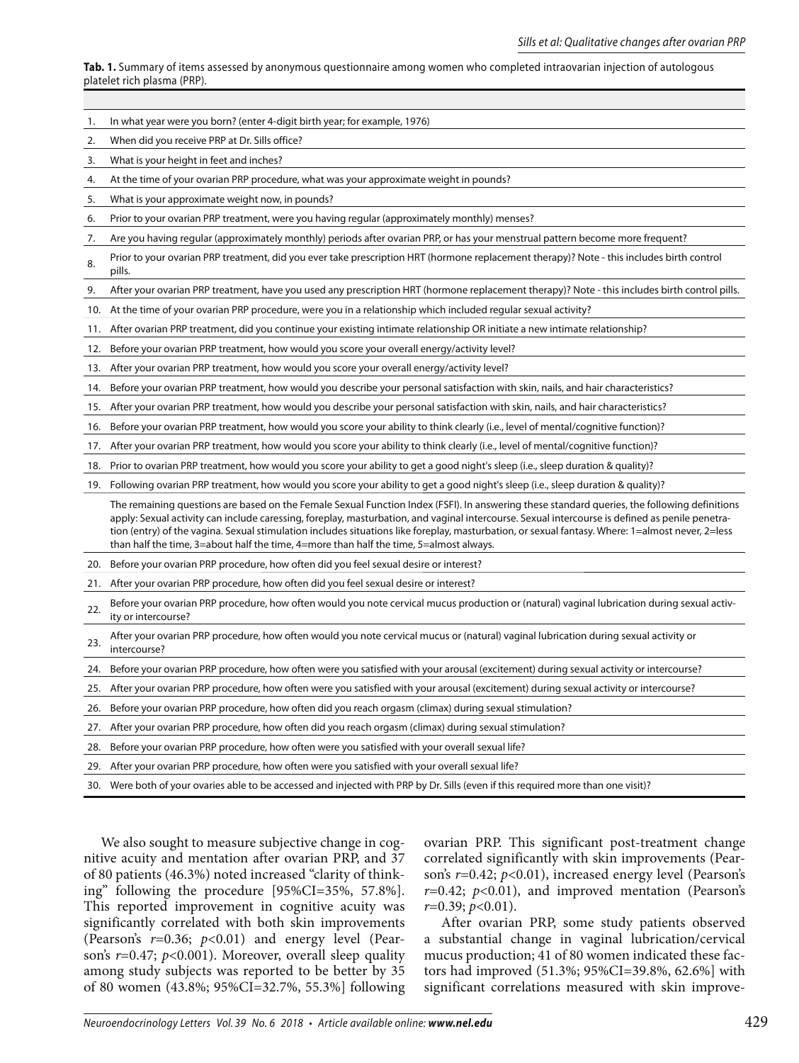**Tab. 1.** Summary of items assessed by anonymous questionnaire among women who completed intraovarian injection of autologous platelet rich plasma (PRP).

| | |
|---|---|
| 1. | In what year were you born? (enter 4-digit birth year; for example, 1976) |
| 2. | When did you receive PRP at Dr. Sills office? |
| 3. | What is your height in feet and inches? |
| 4. | At the time of your ovarian PRP procedure, what was your approximate weight in pounds? |
| 5. | What is your approximate weight now, in pounds? |
| 6. | Prior to your ovarian PRP treatment, were you having regular (approximately monthly) menses? |
| 7. | Are you having regular (approximately monthly) periods after ovarian PRP, or has your menstrual pattern become more frequent? |
| 8. | Prior to your ovarian PRP treatment, did you ever take prescription HRT (hormone replacement therapy)? Note - this includes birth control pills. |
| 9. | After your ovarian PRP treatment, have you used any prescription HRT (hormone replacement therapy)? Note - this includes birth control pills. |
| 10. | At the time of your ovarian PRP procedure, were you in a relationship which included regular sexual activity? |
| 11. | After ovarian PRP treatment, did you continue your existing intimate relationship OR initiate a new intimate relationship? |
| 12. | Before your ovarian PRP treatment, how would you score your overall energy/activity level? |
| 13. | After your ovarian PRP treatment, how would you score your overall energy/activity level? |
| 14. | Before your ovarian PRP treatment, how would you describe your personal satisfaction with skin, nails, and hair characteristics? |
| 15. | After your ovarian PRP treatment, how would you describe your personal satisfaction with skin, nails, and hair characteristics? |
| 16. | Before your ovarian PRP treatment, how would you score your ability to think clearly (i.e., level of mental/cognitive function)? |
| 17. | After your ovarian PRP treatment, how would you score your ability to think clearly (i.e., level of mental/cognitive function)? |
| 18. | Prior to ovarian PRP treatment, how would you score your ability to get a good night's sleep (i.e., sleep duration & quality)? |
| 19. | Following ovarian PRP treatment, how would you score your ability to get a good night's sleep (i.e., sleep duration & quality)? |
| | The remaining questions are based on the Female Sexual Function Index (FSFI). In answering these standard queries, the following definitions apply: Sexual activity can include caressing, foreplay, masturbation, and vaginal intercourse. Sexual intercourse is defined as penile penetration (entry) of the vagina. Sexual stimulation includes situations like foreplay, masturbation, or sexual fantasy. Where: 1=almost never, 2=less than half the time, 3=about half the time, 4=more than half the time, 5=almost always. |
| 20. | Before your ovarian PRP procedure, how often did you feel sexual desire or interest? |
| 21. | After your ovarian PRP procedure, how often did you feel sexual desire or interest? |
| 22. | Before your ovarian PRP procedure, how often would you note cervical mucus production or (natural) vaginal lubrication during sexual activity or intercourse? |
| 23. | After your ovarian PRP procedure, how often would you note cervical mucus or (natural) vaginal lubrication during sexual activity or intercourse? |
| 24. | Before your ovarian PRP procedure, how often were you satisfied with your arousal (excitement) during sexual activity or intercourse? |
| 25. | After your ovarian PRP procedure, how often were you satisfied with your arousal (excitement) during sexual activity or intercourse? |
| 26. | Before your ovarian PRP procedure, how often did you reach orgasm (climax) during sexual stimulation? |
| 27. | After your ovarian PRP procedure, how often did you reach orgasm (climax) during sexual stimulation? |
| 28. | Before your ovarian PRP procedure, how often were you satisfied with your overall sexual life? |
| 29. | After your ovarian PRP procedure, how often were you satisfied with your overall sexual life? |
| 30. | Were both of your ovaries able to be accessed and injected with PRP by Dr. Sills (even if this required more than one visit)? |

We also sought to measure subjective change in cognitive acuity and mentation after ovarian PRP, and 37 of 80 patients (46.3%) noted increased "clarity of thinking" following the procedure [95%CI=35%, 57.8%]. This reported improvement in cognitive acuity was significantly correlated with both skin improvements (Pearson's $r=0.36$; $p<0.01$) and energy level (Pearson's $r=0.47$; $p<0.001$). Moreover, overall sleep quality among study subjects was reported to be better by 35 of 80 women (43.8%; 95%CI=32.7%, 55.3%] following ovarian PRP. This significant post-treatment change correlated significantly with skin improvements (Pearson's $r=0.42$; $p<0.01$), increased energy level (Pearson's $r=0.42$; $p<0.01$), and improved mentation (Pearson's $r=0.39$; $p<0.01$).

After ovarian PRP, some study patients observed a substantial change in vaginal lubrication/cervical mucus production; 41 of 80 women indicated these factors had improved (51.3%; 95%CI=39.8%, 62.6%] with significant correlations measured with skin improve-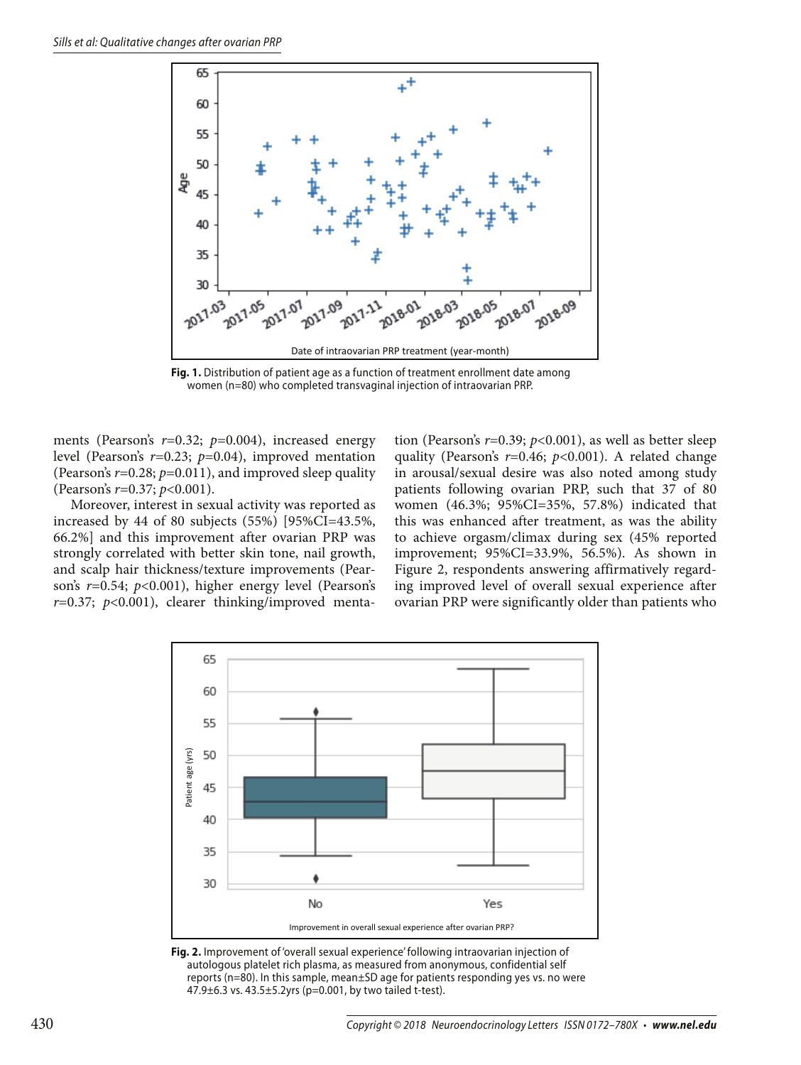Fig. 1. Distribution of patient age as a function of treatment enrollment date among women (n=80) who completed transvaginal injection of intraovarian PRP.

ments (Pearson's $r$=0.32; $p$=0.004), increased energy level (Pearson's $r$=0.23; $p$=0.04), improved mentation (Pearson's $r$=0.28; $p$=0.011), and improved sleep quality (Pearson's $r$=0.37; $p$<0.001).

Moreover, interest in sexual activity was reported as increased by 44 of 80 subjects (55%) [95%CI=43.5%, 66.2%] and this improvement after ovarian PRP was strongly correlated with better skin tone, nail growth, and scalp hair thickness/texture improvements (Pearson's $r$=0.54; $p$<0.001), higher energy level (Pearson's $r$=0.37; $p$<0.001), clearer thinking/improved mentation (Pearson's $r$=0.39; $p$<0.001), as well as better sleep quality (Pearson's $r$=0.46; $p$<0.001). A related change in arousal/sexual desire was also noted among study patients following ovarian PRP, such that 37 of 80 women (46.3%; 95%CI=35%, 57.8%) indicated that this was enhanced after treatment, as was the ability to achieve orgasm/climax during sex (45% reported improvement; 95%CI=33.9%, 56.5%). As shown in Figure 2, respondents answering affirmatively regarding improved level of overall sexual experience after ovarian PRP were significantly older than patients who

Fig. 2. Improvement of 'overall sexual experience' following intraovarian injection of autologous platelet rich plasma, as measured from anonymous, confidential self reports (n=80). In this sample, mean±SD age for patients responding yes vs. no were 47.9±6.3 vs. 43.5±5.2yrs (p=0.001, by two tailed t-test).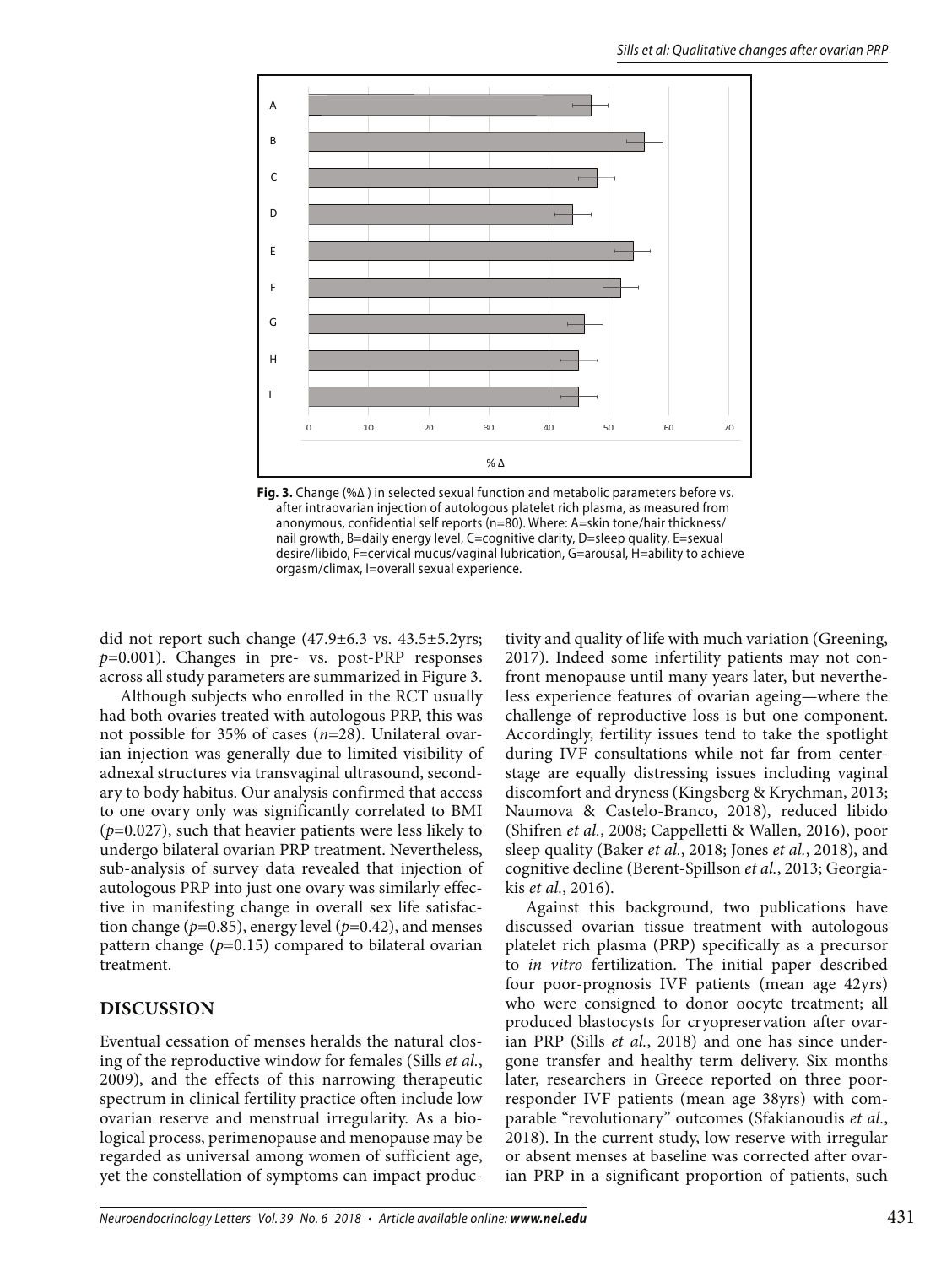Fig. 3. Change (%Δ ) in selected sexual function and metabolic parameters before vs. after intraovarian injection of autologous platelet rich plasma, as measured from anonymous, confidential self reports (n=80). Where: A=skin tone/hair thickness/nail growth, B=daily energy level, C=cognitive clarity, D=sleep quality, E=sexual desire/libido, F=cervical mucus/vaginal lubrication, G=arousal, H=ability to achieve orgasm/climax, I=overall sexual experience.

did not report such change (47.9±6.3 vs. 43.5±5.2yrs; $p$=0.001). Changes in pre- vs. post-PRP responses across all study parameters are summarized in Figure 3.

Although subjects who enrolled in the RCT usually had both ovaries treated with autologous PRP, this was not possible for 35% of cases ($n$=28). Unilateral ovarian injection was generally due to limited visibility of adnexal structures via transvaginal ultrasound, secondary to body habitus. Our analysis confirmed that access to one ovary only was significantly correlated to BMI ($p$=0.027), such that heavier patients were less likely to undergo bilateral ovarian PRP treatment. Nevertheless, sub-analysis of survey data revealed that injection of autologous PRP into just one ovary was similarly effective in manifesting change in overall sex life satisfaction change ($p$=0.85), energy level ($p$=0.42), and menses pattern change ($p$=0.15) compared to bilateral ovarian treatment.

## DISCUSSION

Eventual cessation of menses heralds the natural closing of the reproductive window for females (Sills *et al.*, 2009), and the effects of this narrowing therapeutic spectrum in clinical fertility practice often include low ovarian reserve and menstrual irregularity. As a biological process, perimenopause and menopause may be regarded as universal among women of sufficient age, yet the constellation of symptoms can impact productivity and quality of life with much variation (Greening, 2017). Indeed some infertility patients may not confront menopause until many years later, but nevertheless experience features of ovarian ageing—where the challenge of reproductive loss is but one component. Accordingly, fertility issues tend to take the spotlight during IVF consultations while not far from centerstage are equally distressing issues including vaginal discomfort and dryness (Kingsberg & Krychman, 2013; Naumova & Castelo-Branco, 2018), reduced libido (Shifren *et al.*, 2008; Cappelletti & Wallen, 2016), poor sleep quality (Baker *et al.*, 2018; Jones *et al.*, 2018), and cognitive decline (Berent-Spillson *et al.*, 2013; Georgiakis *et al.*, 2016).

Against this background, two publications have discussed ovarian tissue treatment with autologous platelet rich plasma (PRP) specifically as a precursor to *in vitro* fertilization. The initial paper described four poor-prognosis IVF patients (mean age 42yrs) who were consigned to donor oocyte treatment; all produced blastocysts for cryopreservation after ovarian PRP (Sills *et al.*, 2018) and one has since undergone transfer and healthy term delivery. Six months later, researchers in Greece reported on three poor-responder IVF patients (mean age 38yrs) with comparable "revolutionary" outcomes (Sfakianoudis *et al.*, 2018). In the current study, low reserve with irregular or absent menses at baseline was corrected after ovarian PRP in a significant proportion of patients, such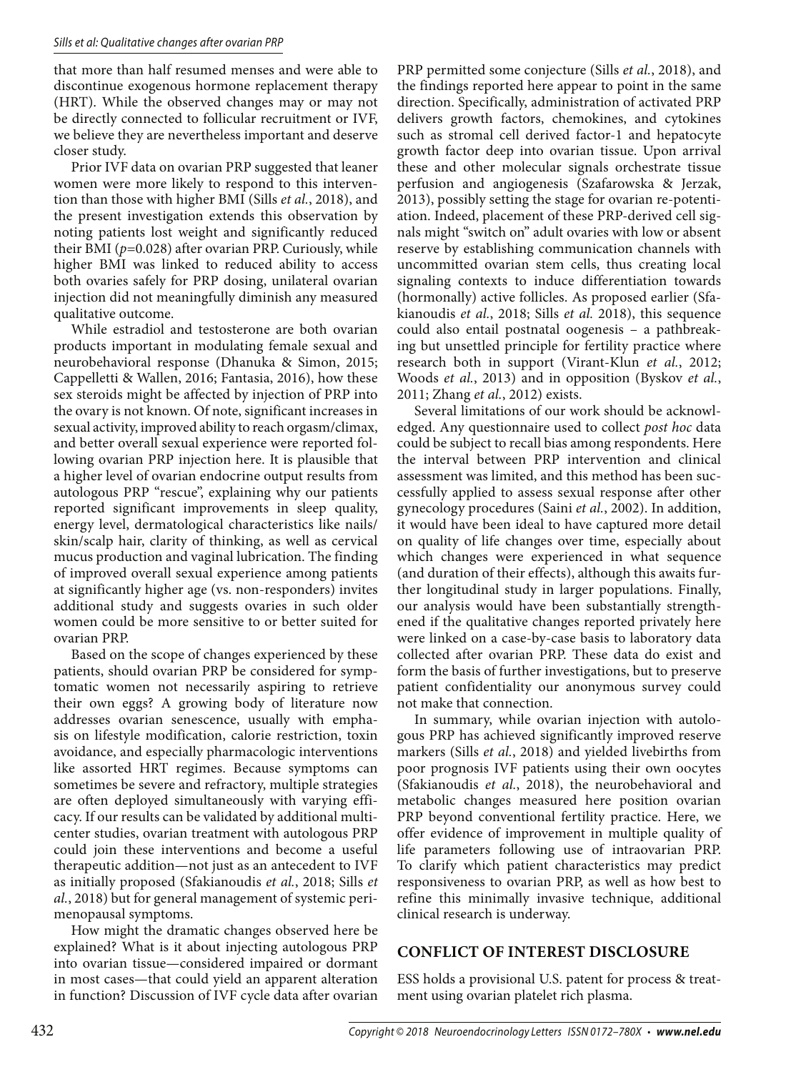that more than half resumed menses and were able to discontinue exogenous hormone replacement therapy (HRT). While the observed changes may or may not be directly connected to follicular recruitment or IVF, we believe they are nevertheless important and deserve closer study.

Prior IVF data on ovarian PRP suggested that leaner women were more likely to respond to this intervention than those with higher BMI (Sills *et al.*, 2018), and the present investigation extends this observation by noting patients lost weight and significantly reduced their BMI ($p$=0.028) after ovarian PRP. Curiously, while higher BMI was linked to reduced ability to access both ovaries safely for PRP dosing, unilateral ovarian injection did not meaningfully diminish any measured qualitative outcome.

While estradiol and testosterone are both ovarian products important in modulating female sexual and neurobehavioral response (Dhanuka & Simon, 2015; Cappelletti & Wallen, 2016; Fantasia, 2016), how these sex steroids might be affected by injection of PRP into the ovary is not known. Of note, significant increases in sexual activity, improved ability to reach orgasm/climax, and better overall sexual experience were reported following ovarian PRP injection here. It is plausible that a higher level of ovarian endocrine output results from autologous PRP "rescue", explaining why our patients reported significant improvements in sleep quality, energy level, dermatological characteristics like nails/skin/scalp hair, clarity of thinking, as well as cervical mucus production and vaginal lubrication. The finding of improved overall sexual experience among patients at significantly higher age (vs. non-responders) invites additional study and suggests ovaries in such older women could be more sensitive to or better suited for ovarian PRP.

Based on the scope of changes experienced by these patients, should ovarian PRP be considered for symptomatic women not necessarily aspiring to retrieve their own eggs? A growing body of literature now addresses ovarian senescence, usually with emphasis on lifestyle modification, calorie restriction, toxin avoidance, and especially pharmacologic interventions like assorted HRT regimes. Because symptoms can sometimes be severe and refractory, multiple strategies are often deployed simultaneously with varying efficacy. If our results can be validated by additional multicenter studies, ovarian treatment with autologous PRP could join these interventions and become a useful therapeutic addition—not just as an antecedent to IVF as initially proposed (Sfakianoudis *et al.*, 2018; Sills *et al.*, 2018) but for general management of systemic perimenopausal symptoms.

How might the dramatic changes observed here be explained? What is it about injecting autologous PRP into ovarian tissue—considered impaired or dormant in most cases—that could yield an apparent alteration in function? Discussion of IVF cycle data after ovarian PRP permitted some conjecture (Sills *et al.*, 2018), and the findings reported here appear to point in the same direction. Specifically, administration of activated PRP delivers growth factors, chemokines, and cytokines such as stromal cell derived factor-1 and hepatocyte growth factor deep into ovarian tissue. Upon arrival these and other molecular signals orchestrate tissue perfusion and angiogenesis (Szafarowska & Jerzak, 2013), possibly setting the stage for ovarian re-potentiation. Indeed, placement of these PRP-derived cell signals might "switch on" adult ovaries with low or absent reserve by establishing communication channels with uncommitted ovarian stem cells, thus creating local signaling contexts to induce differentiation towards (hormonally) active follicles. As proposed earlier (Sfakianoudis *et al.*, 2018; Sills *et al.* 2018), this sequence could also entail postnatal oogenesis – a pathbreaking but unsettled principle for fertility practice where research both in support (Virant-Klun *et al.*, 2012; Woods *et al.*, 2013) and in opposition (Byskov *et al.*, 2011; Zhang *et al.*, 2012) exists.

Several limitations of our work should be acknowledged. Any questionnaire used to collect *post hoc* data could be subject to recall bias among respondents. Here the interval between PRP intervention and clinical assessment was limited, and this method has been successfully applied to assess sexual response after other gynecology procedures (Saini *et al.*, 2002). In addition, it would have been ideal to have captured more detail on quality of life changes over time, especially about which changes were experienced in what sequence (and duration of their effects), although this awaits further longitudinal study in larger populations. Finally, our analysis would have been substantially strengthened if the qualitative changes reported privately here were linked on a case-by-case basis to laboratory data collected after ovarian PRP. These data do exist and form the basis of further investigations, but to preserve patient confidentiality our anonymous survey could not make that connection.

In summary, while ovarian injection with autologous PRP has achieved significantly improved reserve markers (Sills *et al.*, 2018) and yielded livebirths from poor prognosis IVF patients using their own oocytes (Sfakianoudis *et al.*, 2018), the neurobehavioral and metabolic changes measured here position ovarian PRP beyond conventional fertility practice. Here, we offer evidence of improvement in multiple quality of life parameters following use of intraovarian PRP. To clarify which patient characteristics may predict responsiveness to ovarian PRP, as well as how best to refine this minimally invasive technique, additional clinical research is underway.

## CONFLICT OF INTEREST DISCLOSURE

ESS holds a provisional U.S. patent for process & treatment using ovarian platelet rich plasma.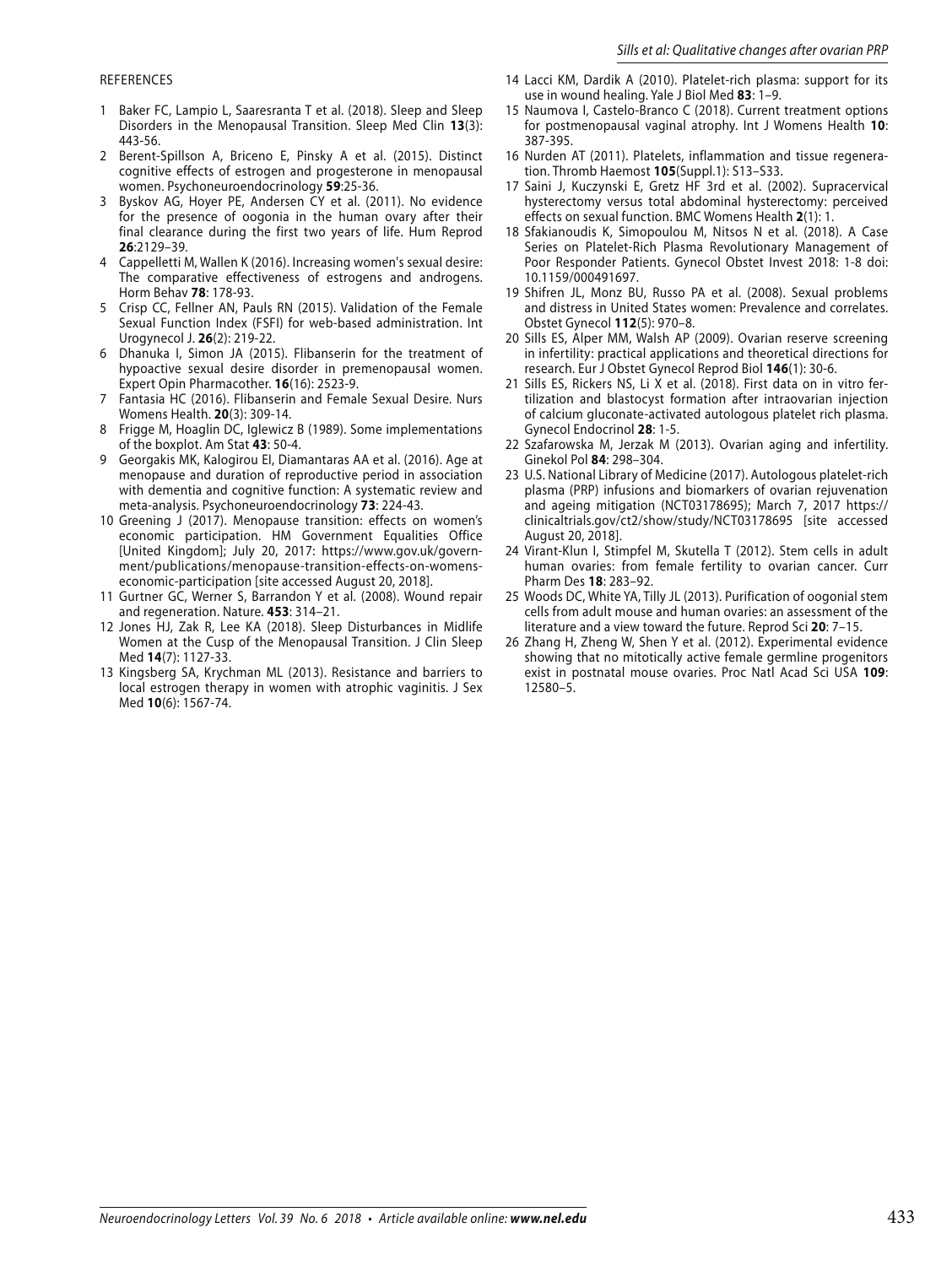## REFERENCES

1 Baker FC, Lampio L, Saaresranta T et al. (2018). Sleep and Sleep Disorders in the Menopausal Transition. Sleep Med Clin **13**(3): 443-56.

2 Berent-Spillson A, Briceno E, Pinsky A et al. (2015). Distinct cognitive effects of estrogen and progesterone in menopausal women. Psychoneuroendocrinology **59**:25-36.

3 Byskov AG, Hoyer PE, Andersen CY et al. (2011). No evidence for the presence of oogonia in the human ovary after their final clearance during the first two years of life. Hum Reprod **26**:2129–39.

4 Cappelletti M, Wallen K (2016). Increasing women's sexual desire: The comparative effectiveness of estrogens and androgens. Horm Behav **78**: 178-93.

5 Crisp CC, Fellner AN, Pauls RN (2015). Validation of the Female Sexual Function Index (FSFI) for web-based administration. Int Urogynecol J. **26**(2): 219-22.

6 Dhanuka I, Simon JA (2015). Flibanserin for the treatment of hypoactive sexual desire disorder in premenopausal women. Expert Opin Pharmacother. **16**(16): 2523-9.

7 Fantasia HC (2016). Flibanserin and Female Sexual Desire. Nurs Womens Health. **20**(3): 309-14.

8 Frigge M, Hoaglin DC, Iglewicz B (1989). Some implementations of the boxplot. Am Stat **43**: 50-4.

9 Georgakis MK, Kalogirou EI, Diamantaras AA et al. (2016). Age at menopause and duration of reproductive period in association with dementia and cognitive function: A systematic review and meta-analysis. Psychoneuroendocrinology **73**: 224-43.

10 Greening J (2017). Menopause transition: effects on women's economic participation. HM Government Equalities Office [United Kingdom]; July 20, 2017: https://www.gov.uk/government/publications/menopause-transition-effects-on-womens-economic-participation [site accessed August 20, 2018].

11 Gurtner GC, Werner S, Barrandon Y et al. (2008). Wound repair and regeneration. Nature. **453**: 314–21.

12 Jones HJ, Zak R, Lee KA (2018). Sleep Disturbances in Midlife Women at the Cusp of the Menopausal Transition. J Clin Sleep Med **14**(7): 1127-33.

13 Kingsberg SA, Krychman ML (2013). Resistance and barriers to local estrogen therapy in women with atrophic vaginitis. J Sex Med **10**(6): 1567-74.

14 Lacci KM, Dardik A (2010). Platelet-rich plasma: support for its use in wound healing. Yale J Biol Med **83**: 1–9.

15 Naumova I, Castelo-Branco C (2018). Current treatment options for postmenopausal vaginal atrophy. Int J Womens Health **10**: 387-395.

16 Nurden AT (2011). Platelets, inflammation and tissue regeneration. Thromb Haemost **105**(Suppl.1): S13–S33.

17 Saini J, Kuczynski E, Gretz HF 3rd et al. (2002). Supracervical hysterectomy versus total abdominal hysterectomy: perceived effects on sexual function. BMC Womens Health **2**(1): 1.

18 Sfakianoudis K, Simopoulou M, Nitsos N et al. (2018). A Case Series on Platelet-Rich Plasma Revolutionary Management of Poor Responder Patients. Gynecol Obstet Invest 2018: 1-8 doi: 10.1159/000491697.

19 Shifren JL, Monz BU, Russo PA et al. (2008). Sexual problems and distress in United States women: Prevalence and correlates. Obstet Gynecol **112**(5): 970–8.

20 Sills ES, Alper MM, Walsh AP (2009). Ovarian reserve screening in infertility: practical applications and theoretical directions for research. Eur J Obstet Gynecol Reprod Biol **146**(1): 30-6.

21 Sills ES, Rickers NS, Li X et al. (2018). First data on in vitro fertilization and blastocyst formation after intraovarian injection of calcium gluconate-activated autologous platelet rich plasma. Gynecol Endocrinol **28**: 1-5.

22 Szafarowska M, Jerzak M (2013). Ovarian aging and infertility. Ginekol Pol **84**: 298–304.

23 U.S. National Library of Medicine (2017). Autologous platelet-rich plasma (PRP) infusions and biomarkers of ovarian rejuvenation and ageing mitigation (NCT03178695); March 7, 2017 https://clinicaltrials.gov/ct2/show/study/NCT03178695 [site accessed August 20, 2018].

24 Virant-Klun I, Stimpfel M, Skutella T (2012). Stem cells in adult human ovaries: from female fertility to ovarian cancer. Curr Pharm Des **18**: 283–92.

25 Woods DC, White YA, Tilly JL (2013). Purification of oogonial stem cells from adult mouse and human ovaries: an assessment of the literature and a view toward the future. Reprod Sci **20**: 7–15.

26 Zhang H, Zheng W, Shen Y et al. (2012). Experimental evidence showing that no mitotically active female germline progenitors exist in postnatal mouse ovaries. Proc Natl Acad Sci USA **109**: 12580–5.